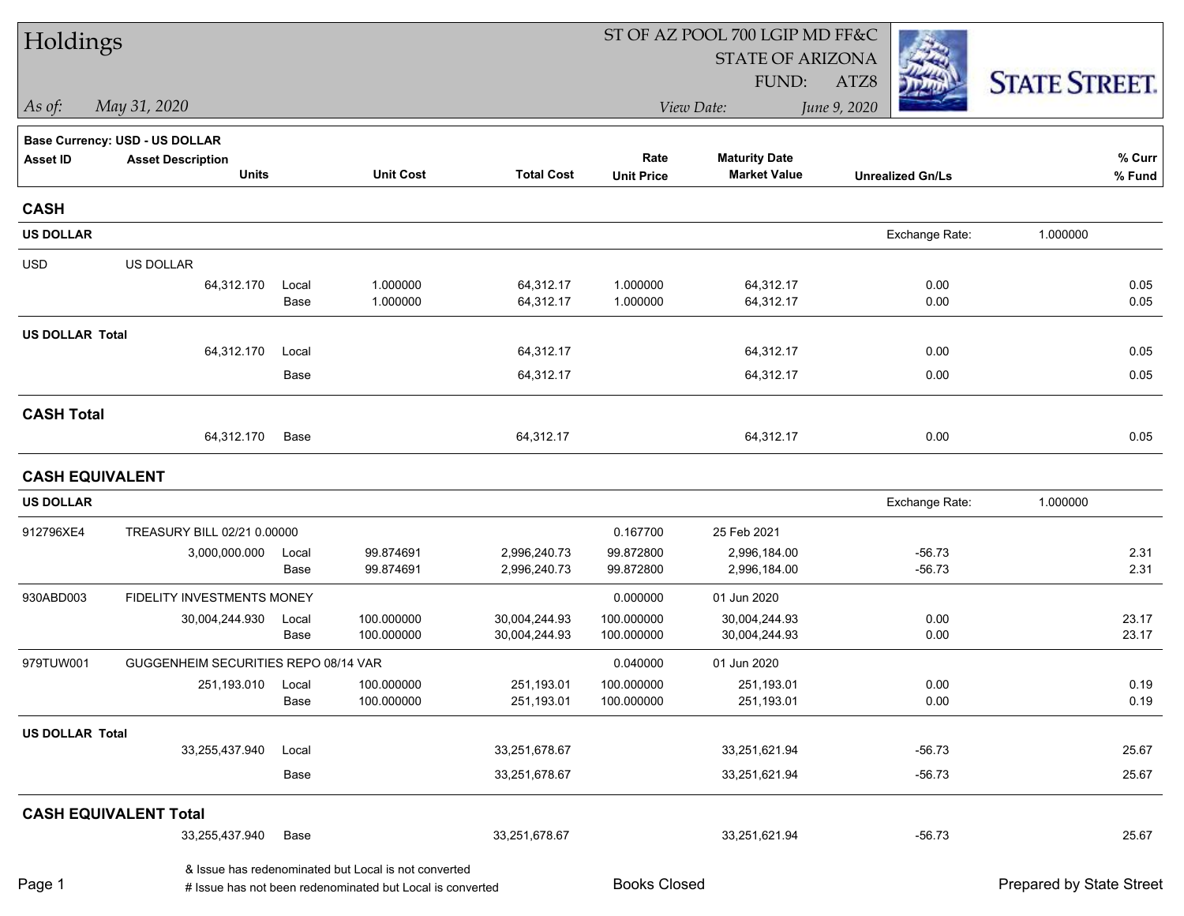# Holdings

ST OF AZ POOL 700 LGIP MD FF&C
STATE OF ARIZONA
FUND: ATZ8

*As of:* *May 31, 2020*

*View Date:* *June 9, 2020*

STATE STREET.

**Base Currency: USD - US DOLLAR**

| Asset ID | Asset Description / Units | | Unit Cost | Total Cost | Rate / Unit Price | Maturity Date / Market Value | Unrealized Gn/Ls | % Curr / % Fund |
|---|---|---|---|---|---|---|---|---|
| **CASH** | | | | | | | | |
| **US DOLLAR** | | | | | | | Exchange Rate: 1.000000 | |
| USD | US DOLLAR | | | | | | | |
| | 64,312.170 | Local | 1.000000 | 64,312.17 | 1.000000 | 64,312.17 | 0.00 | 0.05 |
| | | Base | 1.000000 | 64,312.17 | 1.000000 | 64,312.17 | 0.00 | 0.05 |
| **US DOLLAR Total** | | | | | | | | |
| | 64,312.170 | Local | | 64,312.17 | | 64,312.17 | 0.00 | 0.05 |
| | | Base | | 64,312.17 | | 64,312.17 | 0.00 | 0.05 |
| **CASH Total** | | | | | | | | |
| | 64,312.170 | Base | | 64,312.17 | | 64,312.17 | 0.00 | 0.05 |
| **CASH EQUIVALENT** | | | | | | | | |
| **US DOLLAR** | | | | | | | Exchange Rate: 1.000000 | |
| 912796XE4 | TREASURY BILL 02/21 0.00000 | | | | 0.167700 | 25 Feb 2021 | | |
| | 3,000,000.000 | Local | 99.874691 | 2,996,240.73 | 99.872800 | 2,996,184.00 | -56.73 | 2.31 |
| | | Base | 99.874691 | 2,996,240.73 | 99.872800 | 2,996,184.00 | -56.73 | 2.31 |
| 930ABD003 | FIDELITY INVESTMENTS MONEY | | | | 0.000000 | 01 Jun 2020 | | |
| | 30,004,244.930 | Local | 100.000000 | 30,004,244.93 | 100.000000 | 30,004,244.93 | 0.00 | 23.17 |
| | | Base | 100.000000 | 30,004,244.93 | 100.000000 | 30,004,244.93 | 0.00 | 23.17 |
| 979TUW001 | GUGGENHEIM SECURITIES REPO 08/14 VAR | | | | 0.040000 | 01 Jun 2020 | | |
| | 251,193.010 | Local | 100.000000 | 251,193.01 | 100.000000 | 251,193.01 | 0.00 | 0.19 |
| | | Base | 100.000000 | 251,193.01 | 100.000000 | 251,193.01 | 0.00 | 0.19 |
| **US DOLLAR Total** | | | | | | | | |
| | 33,255,437.940 | Local | | 33,251,678.67 | | 33,251,621.94 | -56.73 | 25.67 |
| | | Base | | 33,251,678.67 | | 33,251,621.94 | -56.73 | 25.67 |
| **CASH EQUIVALENT Total** | | | | | | | | |
| | 33,255,437.940 | Base | | 33,251,678.67 | | 33,251,621.94 | -56.73 | 25.67 |

& Issue has redenominated but Local is not converted
# Issue has not been redenominated but Local is converted

Books Closed

Prepared by State Street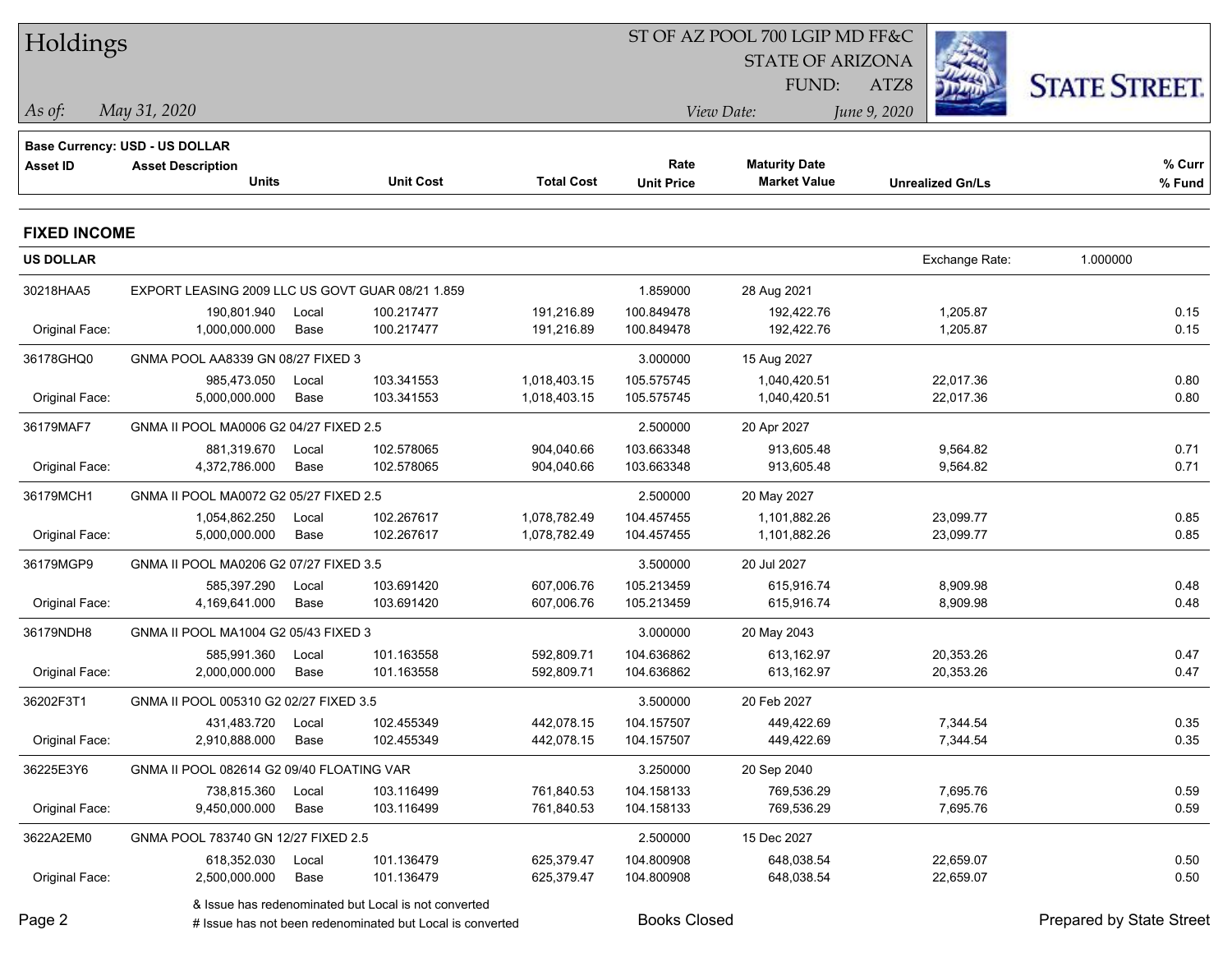# Holdings

ST OF AZ POOL 700 LGIP MD FF&C
STATE OF ARIZONA
FUND: ATZ8

*As of:* *May 31, 2020*
*View Date:* *June 9, 2020*

**Base Currency: USD - US DOLLAR**

## FIXED INCOME

**US DOLLAR** — Exchange Rate: 1.000000

| Asset ID | Asset Description / Units | | Unit Cost | Total Cost | Rate / Unit Price | Maturity Date / Market Value | Unrealized Gn/Ls | % Curr / % Fund |
|---|---|---|---|---|---|---|---|---|
| 30218HAA5 | EXPORT LEASING 2009 LLC US GOVT GUAR 08/21 1.859 | | | | 1.859000 | 28 Aug 2021 | | |
| | 190,801.940 | Local | 100.217477 | 191,216.89 | 100.849478 | 192,422.76 | 1,205.87 | 0.15 |
| Original Face: | 1,000,000.000 | Base | 100.217477 | 191,216.89 | 100.849478 | 192,422.76 | 1,205.87 | 0.15 |
| 36178GHQ0 | GNMA POOL AA8339 GN 08/27 FIXED 3 | | | | 3.000000 | 15 Aug 2027 | | |
| | 985,473.050 | Local | 103.341553 | 1,018,403.15 | 105.575745 | 1,040,420.51 | 22,017.36 | 0.80 |
| Original Face: | 5,000,000.000 | Base | 103.341553 | 1,018,403.15 | 105.575745 | 1,040,420.51 | 22,017.36 | 0.80 |
| 36179MAF7 | GNMA II POOL MA0006 G2 04/27 FIXED 2.5 | | | | 2.500000 | 20 Apr 2027 | | |
| | 881,319.670 | Local | 102.578065 | 904,040.66 | 103.663348 | 913,605.48 | 9,564.82 | 0.71 |
| Original Face: | 4,372,786.000 | Base | 102.578065 | 904,040.66 | 103.663348 | 913,605.48 | 9,564.82 | 0.71 |
| 36179MCH1 | GNMA II POOL MA0072 G2 05/27 FIXED 2.5 | | | | 2.500000 | 20 May 2027 | | |
| | 1,054,862.250 | Local | 102.267617 | 1,078,782.49 | 104.457455 | 1,101,882.26 | 23,099.77 | 0.85 |
| Original Face: | 5,000,000.000 | Base | 102.267617 | 1,078,782.49 | 104.457455 | 1,101,882.26 | 23,099.77 | 0.85 |
| 36179MGP9 | GNMA II POOL MA0206 G2 07/27 FIXED 3.5 | | | | 3.500000 | 20 Jul 2027 | | |
| | 585,397.290 | Local | 103.691420 | 607,006.76 | 105.213459 | 615,916.74 | 8,909.98 | 0.48 |
| Original Face: | 4,169,641.000 | Base | 103.691420 | 607,006.76 | 105.213459 | 615,916.74 | 8,909.98 | 0.48 |
| 36179NDH8 | GNMA II POOL MA1004 G2 05/43 FIXED 3 | | | | 3.000000 | 20 May 2043 | | |
| | 585,991.360 | Local | 101.163558 | 592,809.71 | 104.636862 | 613,162.97 | 20,353.26 | 0.47 |
| Original Face: | 2,000,000.000 | Base | 101.163558 | 592,809.71 | 104.636862 | 613,162.97 | 20,353.26 | 0.47 |
| 36202F3T1 | GNMA II POOL 005310 G2 02/27 FIXED 3.5 | | | | 3.500000 | 20 Feb 2027 | | |
| | 431,483.720 | Local | 102.455349 | 442,078.15 | 104.157507 | 449,422.69 | 7,344.54 | 0.35 |
| Original Face: | 2,910,888.000 | Base | 102.455349 | 442,078.15 | 104.157507 | 449,422.69 | 7,344.54 | 0.35 |
| 36225E3Y6 | GNMA II POOL 082614 G2 09/40 FLOATING VAR | | | | 3.250000 | 20 Sep 2040 | | |
| | 738,815.360 | Local | 103.116499 | 761,840.53 | 104.158133 | 769,536.29 | 7,695.76 | 0.59 |
| Original Face: | 9,450,000.000 | Base | 103.116499 | 761,840.53 | 104.158133 | 769,536.29 | 7,695.76 | 0.59 |
| 3622A2EM0 | GNMA POOL 783740 GN 12/27 FIXED 2.5 | | | | 2.500000 | 15 Dec 2027 | | |
| | 618,352.030 | Local | 101.136479 | 625,379.47 | 104.800908 | 648,038.54 | 22,659.07 | 0.50 |
| Original Face: | 2,500,000.000 | Base | 101.136479 | 625,379.47 | 104.800908 | 648,038.54 | 22,659.07 | 0.50 |

& Issue has redenominated but Local is not converted
# Issue has not been redenominated but Local is converted

Books Closed

Prepared by State Street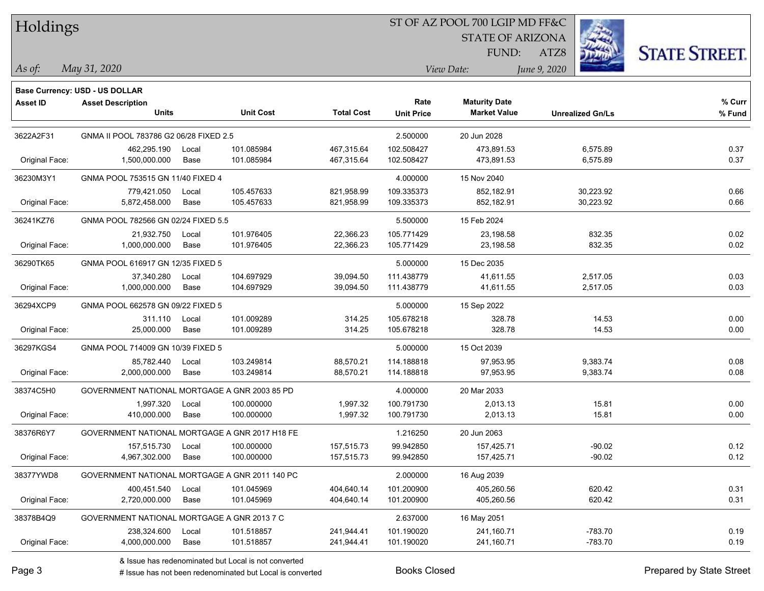# Holdings

ST OF AZ POOL 700 LGIP MD FF&C
STATE OF ARIZONA
FUND: ATZ8

*As of:* *May 31, 2020*
*View Date:* *June 9, 2020*

**Base Currency: USD - US DOLLAR**

| Asset ID | Asset Description / Units | | Unit Cost | Total Cost | Rate / Unit Price | Maturity Date / Market Value | Unrealized Gn/Ls | % Curr / % Fund |
|---|---|---|---|---|---|---|---|---|
| 3622A2F31 | GNMA II POOL 783786 G2 06/28 FIXED 2.5 | | | | 2.500000 | 20 Jun 2028 | | |
| | 462,295.190 | Local | 101.085984 | 467,315.64 | 102.508427 | 473,891.53 | 6,575.89 | 0.37 |
| Original Face: | 1,500,000.000 | Base | 101.085984 | 467,315.64 | 102.508427 | 473,891.53 | 6,575.89 | 0.37 |
| 36230M3Y1 | GNMA POOL 753515 GN 11/40 FIXED 4 | | | | 4.000000 | 15 Nov 2040 | | |
| | 779,421.050 | Local | 105.457633 | 821,958.99 | 109.335373 | 852,182.91 | 30,223.92 | 0.66 |
| Original Face: | 5,872,458.000 | Base | 105.457633 | 821,958.99 | 109.335373 | 852,182.91 | 30,223.92 | 0.66 |
| 36241KZ76 | GNMA POOL 782566 GN 02/24 FIXED 5.5 | | | | 5.500000 | 15 Feb 2024 | | |
| | 21,932.750 | Local | 101.976405 | 22,366.23 | 105.771429 | 23,198.58 | 832.35 | 0.02 |
| Original Face: | 1,000,000.000 | Base | 101.976405 | 22,366.23 | 105.771429 | 23,198.58 | 832.35 | 0.02 |
| 36290TK65 | GNMA POOL 616917 GN 12/35 FIXED 5 | | | | 5.000000 | 15 Dec 2035 | | |
| | 37,340.280 | Local | 104.697929 | 39,094.50 | 111.438779 | 41,611.55 | 2,517.05 | 0.03 |
| Original Face: | 1,000,000.000 | Base | 104.697929 | 39,094.50 | 111.438779 | 41,611.55 | 2,517.05 | 0.03 |
| 36294XCP9 | GNMA POOL 662578 GN 09/22 FIXED 5 | | | | 5.000000 | 15 Sep 2022 | | |
| | 311.110 | Local | 101.009289 | 314.25 | 105.678218 | 328.78 | 14.53 | 0.00 |
| Original Face: | 25,000.000 | Base | 101.009289 | 314.25 | 105.678218 | 328.78 | 14.53 | 0.00 |
| 36297KGS4 | GNMA POOL 714009 GN 10/39 FIXED 5 | | | | 5.000000 | 15 Oct 2039 | | |
| | 85,782.440 | Local | 103.249814 | 88,570.21 | 114.188818 | 97,953.95 | 9,383.74 | 0.08 |
| Original Face: | 2,000,000.000 | Base | 103.249814 | 88,570.21 | 114.188818 | 97,953.95 | 9,383.74 | 0.08 |
| 38374C5H0 | GOVERNMENT NATIONAL MORTGAGE A GNR 2003 85 PD | | | | 4.000000 | 20 Mar 2033 | | |
| | 1,997.320 | Local | 100.000000 | 1,997.32 | 100.791730 | 2,013.13 | 15.81 | 0.00 |
| Original Face: | 410,000.000 | Base | 100.000000 | 1,997.32 | 100.791730 | 2,013.13 | 15.81 | 0.00 |
| 38376R6Y7 | GOVERNMENT NATIONAL MORTGAGE A GNR 2017 H18 FE | | | | 1.216250 | 20 Jun 2063 | | |
| | 157,515.730 | Local | 100.000000 | 157,515.73 | 99.942850 | 157,425.71 | -90.02 | 0.12 |
| Original Face: | 4,967,302.000 | Base | 100.000000 | 157,515.73 | 99.942850 | 157,425.71 | -90.02 | 0.12 |
| 38377YWD8 | GOVERNMENT NATIONAL MORTGAGE A GNR 2011 140 PC | | | | 2.000000 | 16 Aug 2039 | | |
| | 400,451.540 | Local | 101.045969 | 404,640.14 | 101.200900 | 405,260.56 | 620.42 | 0.31 |
| Original Face: | 2,720,000.000 | Base | 101.045969 | 404,640.14 | 101.200900 | 405,260.56 | 620.42 | 0.31 |
| 38378B4Q9 | GOVERNMENT NATIONAL MORTGAGE A GNR 2013 7 C | | | | 2.637000 | 16 May 2051 | | |
| | 238,324.600 | Local | 101.518857 | 241,944.41 | 101.190020 | 241,160.71 | -783.70 | 0.19 |
| Original Face: | 4,000,000.000 | Base | 101.518857 | 241,944.41 | 101.190020 | 241,160.71 | -783.70 | 0.19 |

& Issue has redenominated but Local is not converted
# Issue has not been redenominated but Local is converted

Books Closed

Prepared by State Street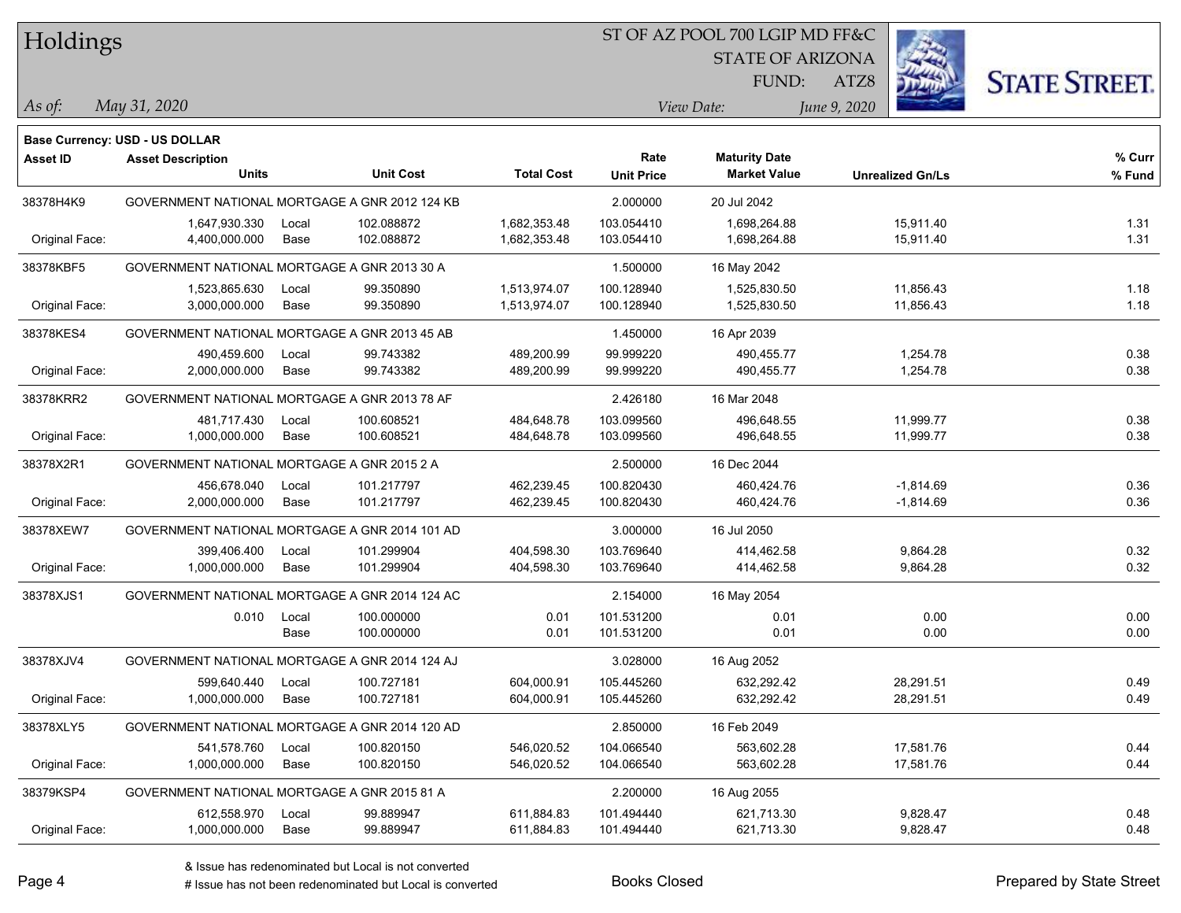# Holdings

ST OF AZ POOL 700 LGIP MD FF&C
STATE OF ARIZONA
FUND: ATZ8

*As of:* *May 31, 2020*

*View Date:* *June 9, 2020*

**Base Currency: USD - US DOLLAR**

| Asset ID | Asset Description / Units | | Unit Cost | Total Cost | Rate / Unit Price | Maturity Date / Market Value | Unrealized Gn/Ls | % Curr / % Fund |
|---|---|---|---|---|---|---|---|---|
| 38378H4K9 | GOVERNMENT NATIONAL MORTGAGE A GNR 2012 124 KB | | | | 2.000000 | 20 Jul 2042 | | |
| | 1,647,930.330 | Local | 102.088872 | 1,682,353.48 | 103.054410 | 1,698,264.88 | 15,911.40 | 1.31 |
| Original Face: | 4,400,000.000 | Base | 102.088872 | 1,682,353.48 | 103.054410 | 1,698,264.88 | 15,911.40 | 1.31 |
| 38378KBF5 | GOVERNMENT NATIONAL MORTGAGE A GNR 2013 30 A | | | | 1.500000 | 16 May 2042 | | |
| | 1,523,865.630 | Local | 99.350890 | 1,513,974.07 | 100.128940 | 1,525,830.50 | 11,856.43 | 1.18 |
| Original Face: | 3,000,000.000 | Base | 99.350890 | 1,513,974.07 | 100.128940 | 1,525,830.50 | 11,856.43 | 1.18 |
| 38378KES4 | GOVERNMENT NATIONAL MORTGAGE A GNR 2013 45 AB | | | | 1.450000 | 16 Apr 2039 | | |
| | 490,459.600 | Local | 99.743382 | 489,200.99 | 99.999220 | 490,455.77 | 1,254.78 | 0.38 |
| Original Face: | 2,000,000.000 | Base | 99.743382 | 489,200.99 | 99.999220 | 490,455.77 | 1,254.78 | 0.38 |
| 38378KRR2 | GOVERNMENT NATIONAL MORTGAGE A GNR 2013 78 AF | | | | 2.426180 | 16 Mar 2048 | | |
| | 481,717.430 | Local | 100.608521 | 484,648.78 | 103.099560 | 496,648.55 | 11,999.77 | 0.38 |
| Original Face: | 1,000,000.000 | Base | 100.608521 | 484,648.78 | 103.099560 | 496,648.55 | 11,999.77 | 0.38 |
| 38378X2R1 | GOVERNMENT NATIONAL MORTGAGE A GNR 2015 2 A | | | | 2.500000 | 16 Dec 2044 | | |
| | 456,678.040 | Local | 101.217797 | 462,239.45 | 100.820430 | 460,424.76 | -1,814.69 | 0.36 |
| Original Face: | 2,000,000.000 | Base | 101.217797 | 462,239.45 | 100.820430 | 460,424.76 | -1,814.69 | 0.36 |
| 38378XEW7 | GOVERNMENT NATIONAL MORTGAGE A GNR 2014 101 AD | | | | 3.000000 | 16 Jul 2050 | | |
| | 399,406.400 | Local | 101.299904 | 404,598.30 | 103.769640 | 414,462.58 | 9,864.28 | 0.32 |
| Original Face: | 1,000,000.000 | Base | 101.299904 | 404,598.30 | 103.769640 | 414,462.58 | 9,864.28 | 0.32 |
| 38378XJS1 | GOVERNMENT NATIONAL MORTGAGE A GNR 2014 124 AC | | | | 2.154000 | 16 May 2054 | | |
| | 0.010 | Local | 100.000000 | 0.01 | 101.531200 | 0.01 | 0.00 | 0.00 |
| | | Base | 100.000000 | 0.01 | 101.531200 | 0.01 | 0.00 | 0.00 |
| 38378XJV4 | GOVERNMENT NATIONAL MORTGAGE A GNR 2014 124 AJ | | | | 3.028000 | 16 Aug 2052 | | |
| | 599,640.440 | Local | 100.727181 | 604,000.91 | 105.445260 | 632,292.42 | 28,291.51 | 0.49 |
| Original Face: | 1,000,000.000 | Base | 100.727181 | 604,000.91 | 105.445260 | 632,292.42 | 28,291.51 | 0.49 |
| 38378XLY5 | GOVERNMENT NATIONAL MORTGAGE A GNR 2014 120 AD | | | | 2.850000 | 16 Feb 2049 | | |
| | 541,578.760 | Local | 100.820150 | 546,020.52 | 104.066540 | 563,602.28 | 17,581.76 | 0.44 |
| Original Face: | 1,000,000.000 | Base | 100.820150 | 546,020.52 | 104.066540 | 563,602.28 | 17,581.76 | 0.44 |
| 38379KSP4 | GOVERNMENT NATIONAL MORTGAGE A GNR 2015 81 A | | | | 2.200000 | 16 Aug 2055 | | |
| | 612,558.970 | Local | 99.889947 | 611,884.83 | 101.494440 | 621,713.30 | 9,828.47 | 0.48 |
| Original Face: | 1,000,000.000 | Base | 99.889947 | 611,884.83 | 101.494440 | 621,713.30 | 9,828.47 | 0.48 |

& Issue has redenominated but Local is not converted
# Issue has not been redenominated but Local is converted

Books Closed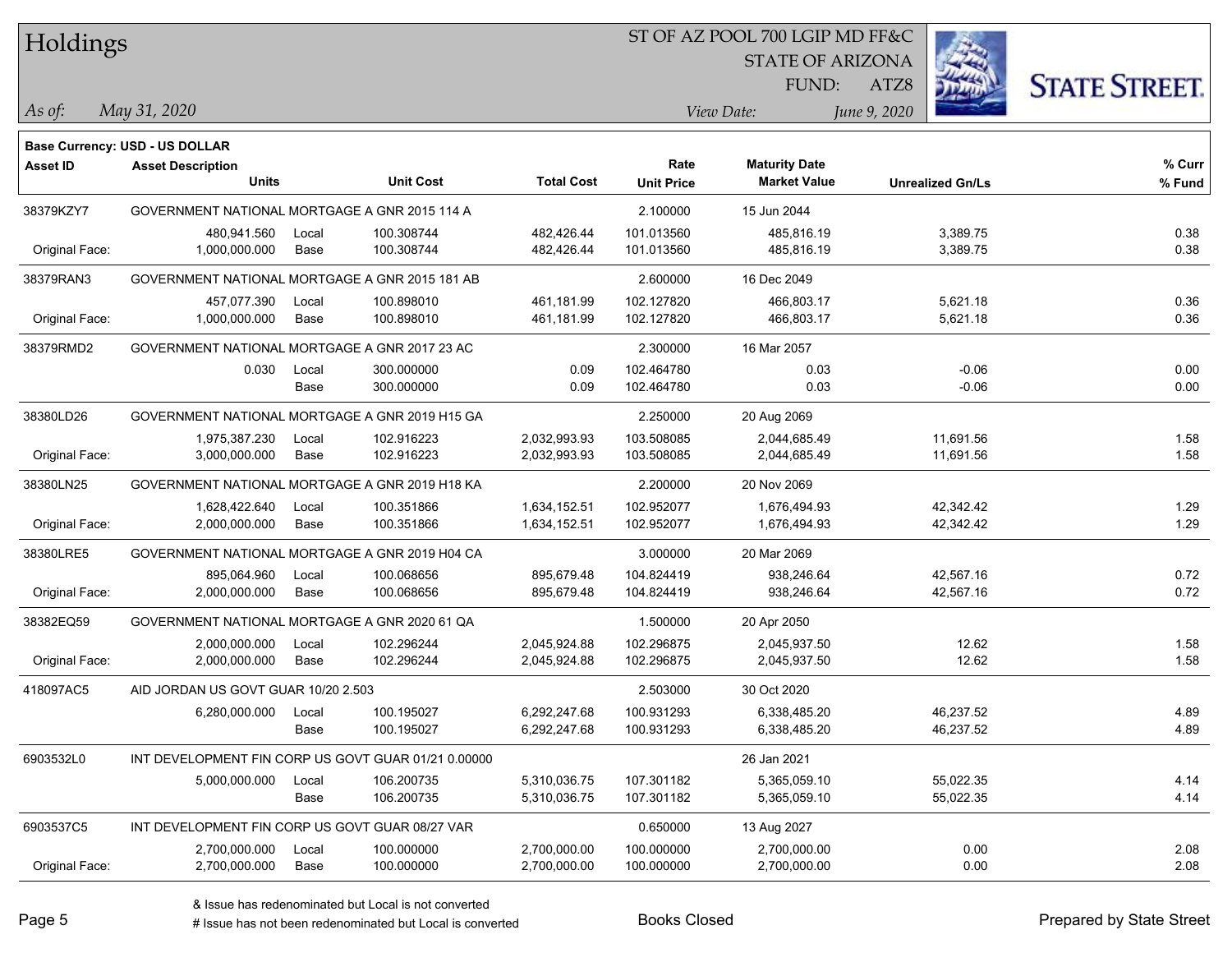# Holdings

ST OF AZ POOL 700 LGIP MD FF&C
STATE OF ARIZONA
FUND: ATZ8

*As of:* *May 31, 2020*

*View Date:* *June 9, 2020*

**Base Currency: USD - US DOLLAR**

| Asset ID | Asset Description / Units | | Unit Cost | Total Cost | Rate / Unit Price | Maturity Date / Market Value | Unrealized Gn/Ls | % Curr / % Fund |
|---|---|---|---|---|---|---|---|---|
| 38379KZY7 | GOVERNMENT NATIONAL MORTGAGE A GNR 2015 114 A | | | | 2.100000 | 15 Jun 2044 | | |
| | 480,941.560 | Local | 100.308744 | 482,426.44 | 101.013560 | 485,816.19 | 3,389.75 | 0.38 |
| Original Face: | 1,000,000.000 | Base | 100.308744 | 482,426.44 | 101.013560 | 485,816.19 | 3,389.75 | 0.38 |
| 38379RAN3 | GOVERNMENT NATIONAL MORTGAGE A GNR 2015 181 AB | | | | 2.600000 | 16 Dec 2049 | | |
| | 457,077.390 | Local | 100.898010 | 461,181.99 | 102.127820 | 466,803.17 | 5,621.18 | 0.36 |
| Original Face: | 1,000,000.000 | Base | 100.898010 | 461,181.99 | 102.127820 | 466,803.17 | 5,621.18 | 0.36 |
| 38379RMD2 | GOVERNMENT NATIONAL MORTGAGE A GNR 2017 23 AC | | | | 2.300000 | 16 Mar 2057 | | |
| | 0.030 | Local | 300.000000 | 0.09 | 102.464780 | 0.03 | -0.06 | 0.00 |
| | | Base | 300.000000 | 0.09 | 102.464780 | 0.03 | -0.06 | 0.00 |
| 38380LD26 | GOVERNMENT NATIONAL MORTGAGE A GNR 2019 H15 GA | | | | 2.250000 | 20 Aug 2069 | | |
| | 1,975,387.230 | Local | 102.916223 | 2,032,993.93 | 103.508085 | 2,044,685.49 | 11,691.56 | 1.58 |
| Original Face: | 3,000,000.000 | Base | 102.916223 | 2,032,993.93 | 103.508085 | 2,044,685.49 | 11,691.56 | 1.58 |
| 38380LN25 | GOVERNMENT NATIONAL MORTGAGE A GNR 2019 H18 KA | | | | 2.200000 | 20 Nov 2069 | | |
| | 1,628,422.640 | Local | 100.351866 | 1,634,152.51 | 102.952077 | 1,676,494.93 | 42,342.42 | 1.29 |
| Original Face: | 2,000,000.000 | Base | 100.351866 | 1,634,152.51 | 102.952077 | 1,676,494.93 | 42,342.42 | 1.29 |
| 38380LRE5 | GOVERNMENT NATIONAL MORTGAGE A GNR 2019 H04 CA | | | | 3.000000 | 20 Mar 2069 | | |
| | 895,064.960 | Local | 100.068656 | 895,679.48 | 104.824419 | 938,246.64 | 42,567.16 | 0.72 |
| Original Face: | 2,000,000.000 | Base | 100.068656 | 895,679.48 | 104.824419 | 938,246.64 | 42,567.16 | 0.72 |
| 38382EQ59 | GOVERNMENT NATIONAL MORTGAGE A GNR 2020 61 QA | | | | 1.500000 | 20 Apr 2050 | | |
| | 2,000,000.000 | Local | 102.296244 | 2,045,924.88 | 102.296875 | 2,045,937.50 | 12.62 | 1.58 |
| Original Face: | 2,000,000.000 | Base | 102.296244 | 2,045,924.88 | 102.296875 | 2,045,937.50 | 12.62 | 1.58 |
| 418097AC5 | AID JORDAN US GOVT GUAR 10/20 2.503 | | | | 2.503000 | 30 Oct 2020 | | |
| | 6,280,000.000 | Local | 100.195027 | 6,292,247.68 | 100.931293 | 6,338,485.20 | 46,237.52 | 4.89 |
| | | Base | 100.195027 | 6,292,247.68 | 100.931293 | 6,338,485.20 | 46,237.52 | 4.89 |
| 6903532L0 | INT DEVELOPMENT FIN CORP US GOVT GUAR 01/21 0.00000 | | | | | 26 Jan 2021 | | |
| | 5,000,000.000 | Local | 106.200735 | 5,310,036.75 | 107.301182 | 5,365,059.10 | 55,022.35 | 4.14 |
| | | Base | 106.200735 | 5,310,036.75 | 107.301182 | 5,365,059.10 | 55,022.35 | 4.14 |
| 6903537C5 | INT DEVELOPMENT FIN CORP US GOVT GUAR 08/27 VAR | | | | 0.650000 | 13 Aug 2027 | | |
| | 2,700,000.000 | Local | 100.000000 | 2,700,000.00 | 100.000000 | 2,700,000.00 | 0.00 | 2.08 |
| Original Face: | 2,700,000.000 | Base | 100.000000 | 2,700,000.00 | 100.000000 | 2,700,000.00 | 0.00 | 2.08 |

& Issue has redenominated but Local is not converted
# Issue has not been redenominated but Local is converted

Books Closed

Prepared by State Street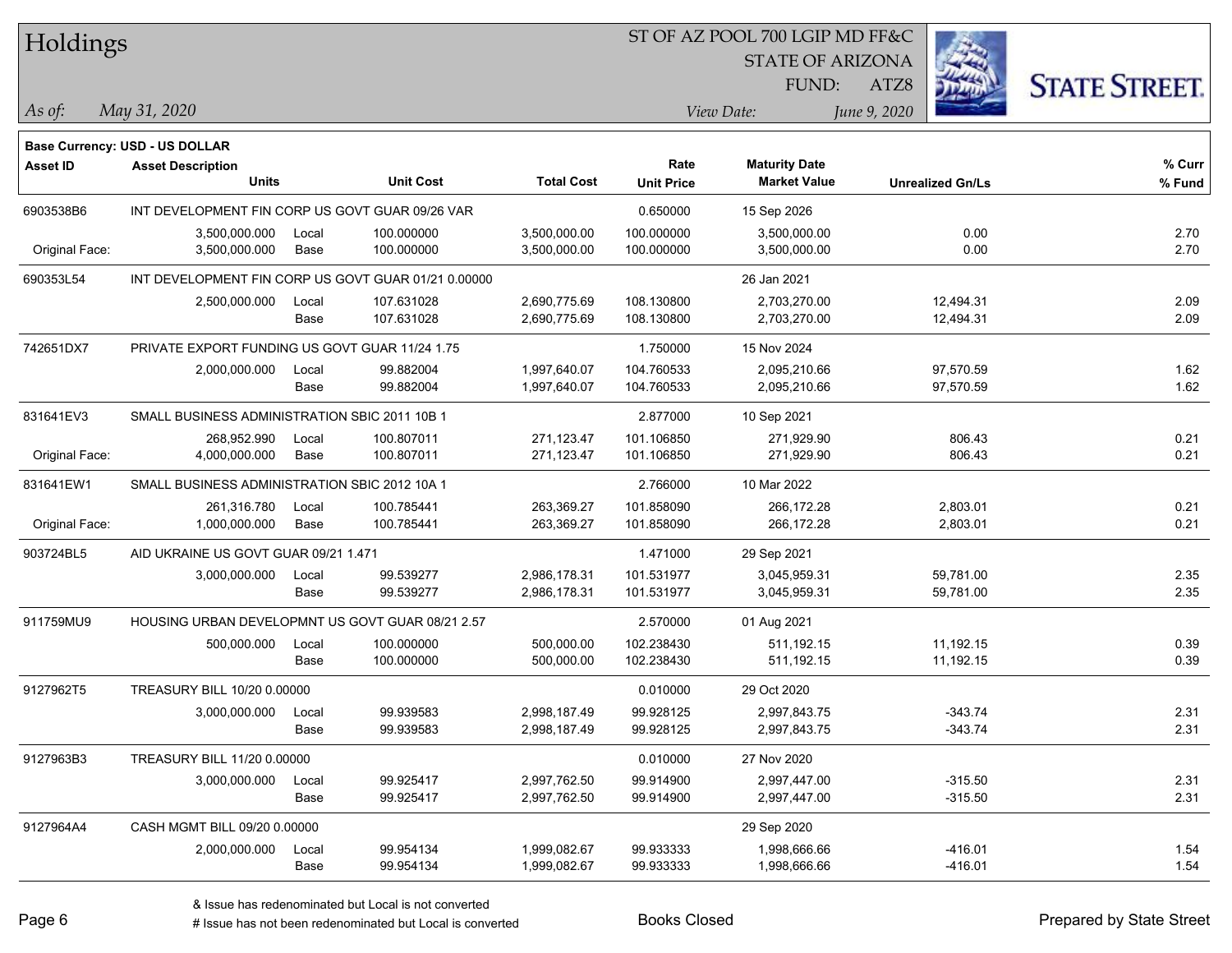# Holdings

ST OF AZ POOL 700 LGIP MD FF&C
STATE OF ARIZONA
FUND: ATZ8

*As of:* *May 31, 2020*
*View Date:* *June 9, 2020*

**Base Currency: USD - US DOLLAR**

| Asset ID | Asset Description / Units | | Unit Cost | Total Cost | Rate / Unit Price | Maturity Date / Market Value | Unrealized Gn/Ls | % Curr / % Fund |
|---|---|---|---|---|---|---|---|---|
| 6903538B6 | INT DEVELOPMENT FIN CORP US GOVT GUAR 09/26 VAR | | | | 0.650000 | 15 Sep 2026 | | |
| | 3,500,000.000 | Local | 100.000000 | 3,500,000.00 | 100.000000 | 3,500,000.00 | 0.00 | 2.70 |
| Original Face: | 3,500,000.000 | Base | 100.000000 | 3,500,000.00 | 100.000000 | 3,500,000.00 | 0.00 | 2.70 |
| 690353L54 | INT DEVELOPMENT FIN CORP US GOVT GUAR 01/21 0.00000 | | | | | 26 Jan 2021 | | |
| | 2,500,000.000 | Local | 107.631028 | 2,690,775.69 | 108.130800 | 2,703,270.00 | 12,494.31 | 2.09 |
| | | Base | 107.631028 | 2,690,775.69 | 108.130800 | 2,703,270.00 | 12,494.31 | 2.09 |
| 742651DX7 | PRIVATE EXPORT FUNDING US GOVT GUAR 11/24 1.75 | | | | 1.750000 | 15 Nov 2024 | | |
| | 2,000,000.000 | Local | 99.882004 | 1,997,640.07 | 104.760533 | 2,095,210.66 | 97,570.59 | 1.62 |
| | | Base | 99.882004 | 1,997,640.07 | 104.760533 | 2,095,210.66 | 97,570.59 | 1.62 |
| 831641EV3 | SMALL BUSINESS ADMINISTRATION SBIC 2011 10B 1 | | | | 2.877000 | 10 Sep 2021 | | |
| | 268,952.990 | Local | 100.807011 | 271,123.47 | 101.106850 | 271,929.90 | 806.43 | 0.21 |
| Original Face: | 4,000,000.000 | Base | 100.807011 | 271,123.47 | 101.106850 | 271,929.90 | 806.43 | 0.21 |
| 831641EW1 | SMALL BUSINESS ADMINISTRATION SBIC 2012 10A 1 | | | | 2.766000 | 10 Mar 2022 | | |
| | 261,316.780 | Local | 100.785441 | 263,369.27 | 101.858090 | 266,172.28 | 2,803.01 | 0.21 |
| Original Face: | 1,000,000.000 | Base | 100.785441 | 263,369.27 | 101.858090 | 266,172.28 | 2,803.01 | 0.21 |
| 903724BL5 | AID UKRAINE US GOVT GUAR 09/21 1.471 | | | | 1.471000 | 29 Sep 2021 | | |
| | 3,000,000.000 | Local | 99.539277 | 2,986,178.31 | 101.531977 | 3,045,959.31 | 59,781.00 | 2.35 |
| | | Base | 99.539277 | 2,986,178.31 | 101.531977 | 3,045,959.31 | 59,781.00 | 2.35 |
| 911759MU9 | HOUSING URBAN DEVELOPMNT US GOVT GUAR 08/21 2.57 | | | | 2.570000 | 01 Aug 2021 | | |
| | 500,000.000 | Local | 100.000000 | 500,000.00 | 102.238430 | 511,192.15 | 11,192.15 | 0.39 |
| | | Base | 100.000000 | 500,000.00 | 102.238430 | 511,192.15 | 11,192.15 | 0.39 |
| 9127962T5 | TREASURY BILL 10/20 0.00000 | | | | 0.010000 | 29 Oct 2020 | | |
| | 3,000,000.000 | Local | 99.939583 | 2,998,187.49 | 99.928125 | 2,997,843.75 | -343.74 | 2.31 |
| | | Base | 99.939583 | 2,998,187.49 | 99.928125 | 2,997,843.75 | -343.74 | 2.31 |
| 9127963B3 | TREASURY BILL 11/20 0.00000 | | | | 0.010000 | 27 Nov 2020 | | |
| | 3,000,000.000 | Local | 99.925417 | 2,997,762.50 | 99.914900 | 2,997,447.00 | -315.50 | 2.31 |
| | | Base | 99.925417 | 2,997,762.50 | 99.914900 | 2,997,447.00 | -315.50 | 2.31 |
| 9127964A4 | CASH MGMT BILL 09/20 0.00000 | | | | | 29 Sep 2020 | | |
| | 2,000,000.000 | Local | 99.954134 | 1,999,082.67 | 99.933333 | 1,998,666.66 | -416.01 | 1.54 |
| | | Base | 99.954134 | 1,999,082.67 | 99.933333 | 1,998,666.66 | -416.01 | 1.54 |

& Issue has redenominated but Local is not converted
# Issue has not been redenominated but Local is converted

Books Closed

Prepared by State Street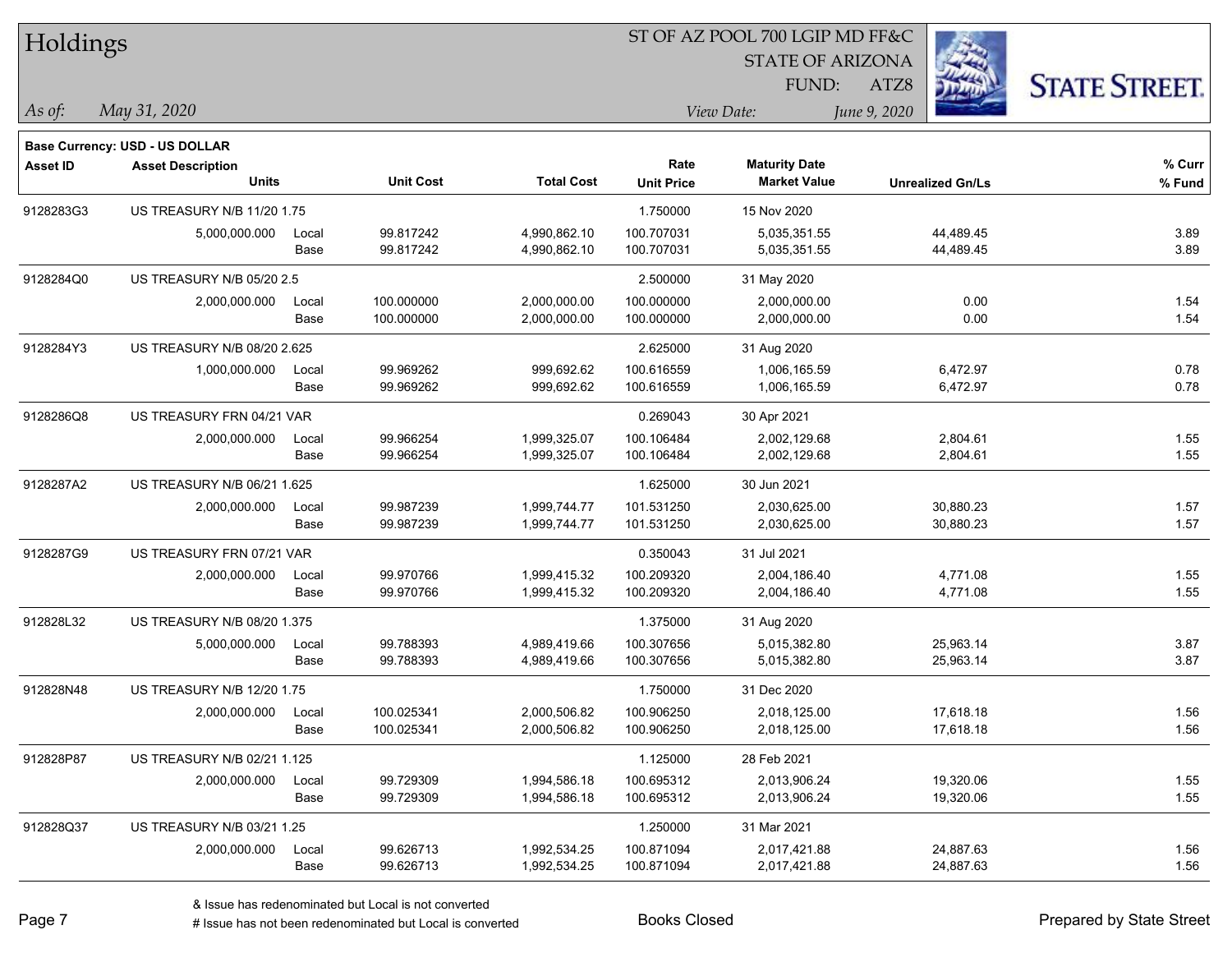# Holdings

ST OF AZ POOL 700 LGIP MD FF&C
STATE OF ARIZONA
FUND: ATZ8

*As of:* *May 31, 2020*

*View Date:* *June 9, 2020*

**Base Currency: USD - US DOLLAR**

| Asset ID | Asset Description / Units | | Unit Cost | Total Cost | Rate / Unit Price | Maturity Date / Market Value | Unrealized Gn/Ls | % Curr / % Fund |
|---|---|---|---|---|---|---|---|---|
| 9128283G3 | US TREASURY N/B 11/20 1.75 | | | | 1.750000 | 15 Nov 2020 | | |
| | 5,000,000.000 | Local | 99.817242 | 4,990,862.10 | 100.707031 | 5,035,351.55 | 44,489.45 | 3.89 |
| | | Base | 99.817242 | 4,990,862.10 | 100.707031 | 5,035,351.55 | 44,489.45 | 3.89 |
| 9128284Q0 | US TREASURY N/B 05/20 2.5 | | | | 2.500000 | 31 May 2020 | | |
| | 2,000,000.000 | Local | 100.000000 | 2,000,000.00 | 100.000000 | 2,000,000.00 | 0.00 | 1.54 |
| | | Base | 100.000000 | 2,000,000.00 | 100.000000 | 2,000,000.00 | 0.00 | 1.54 |
| 9128284Y3 | US TREASURY N/B 08/20 2.625 | | | | 2.625000 | 31 Aug 2020 | | |
| | 1,000,000.000 | Local | 99.969262 | 999,692.62 | 100.616559 | 1,006,165.59 | 6,472.97 | 0.78 |
| | | Base | 99.969262 | 999,692.62 | 100.616559 | 1,006,165.59 | 6,472.97 | 0.78 |
| 9128286Q8 | US TREASURY FRN 04/21 VAR | | | | 0.269043 | 30 Apr 2021 | | |
| | 2,000,000.000 | Local | 99.966254 | 1,999,325.07 | 100.106484 | 2,002,129.68 | 2,804.61 | 1.55 |
| | | Base | 99.966254 | 1,999,325.07 | 100.106484 | 2,002,129.68 | 2,804.61 | 1.55 |
| 9128287A2 | US TREASURY N/B 06/21 1.625 | | | | 1.625000 | 30 Jun 2021 | | |
| | 2,000,000.000 | Local | 99.987239 | 1,999,744.77 | 101.531250 | 2,030,625.00 | 30,880.23 | 1.57 |
| | | Base | 99.987239 | 1,999,744.77 | 101.531250 | 2,030,625.00 | 30,880.23 | 1.57 |
| 9128287G9 | US TREASURY FRN 07/21 VAR | | | | 0.350043 | 31 Jul 2021 | | |
| | 2,000,000.000 | Local | 99.970766 | 1,999,415.32 | 100.209320 | 2,004,186.40 | 4,771.08 | 1.55 |
| | | Base | 99.970766 | 1,999,415.32 | 100.209320 | 2,004,186.40 | 4,771.08 | 1.55 |
| 912828L32 | US TREASURY N/B 08/20 1.375 | | | | 1.375000 | 31 Aug 2020 | | |
| | 5,000,000.000 | Local | 99.788393 | 4,989,419.66 | 100.307656 | 5,015,382.80 | 25,963.14 | 3.87 |
| | | Base | 99.788393 | 4,989,419.66 | 100.307656 | 5,015,382.80 | 25,963.14 | 3.87 |
| 912828N48 | US TREASURY N/B 12/20 1.75 | | | | 1.750000 | 31 Dec 2020 | | |
| | 2,000,000.000 | Local | 100.025341 | 2,000,506.82 | 100.906250 | 2,018,125.00 | 17,618.18 | 1.56 |
| | | Base | 100.025341 | 2,000,506.82 | 100.906250 | 2,018,125.00 | 17,618.18 | 1.56 |
| 912828P87 | US TREASURY N/B 02/21 1.125 | | | | 1.125000 | 28 Feb 2021 | | |
| | 2,000,000.000 | Local | 99.729309 | 1,994,586.18 | 100.695312 | 2,013,906.24 | 19,320.06 | 1.55 |
| | | Base | 99.729309 | 1,994,586.18 | 100.695312 | 2,013,906.24 | 19,320.06 | 1.55 |
| 912828Q37 | US TREASURY N/B 03/21 1.25 | | | | 1.250000 | 31 Mar 2021 | | |
| | 2,000,000.000 | Local | 99.626713 | 1,992,534.25 | 100.871094 | 2,017,421.88 | 24,887.63 | 1.56 |
| | | Base | 99.626713 | 1,992,534.25 | 100.871094 | 2,017,421.88 | 24,887.63 | 1.56 |

& Issue has redenominated but Local is not converted
# Issue has not been redenominated but Local is converted

Books Closed

Prepared by State Street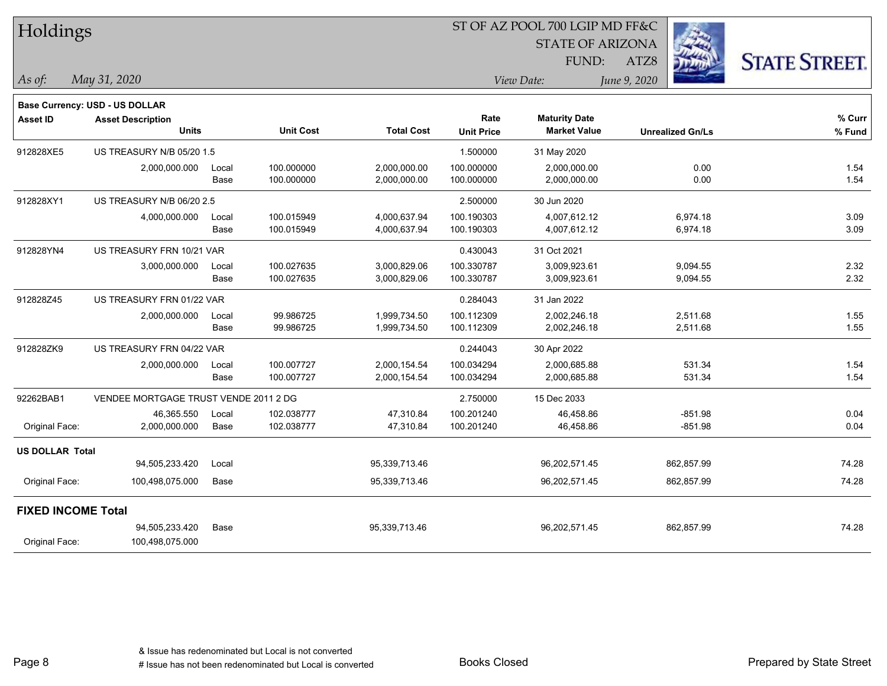# Holdings

ST OF AZ POOL 700 LGIP MD FF&C
STATE OF ARIZONA
FUND: ATZ8

*As of:* *May 31, 2020*
*View Date:* *June 9, 2020*

**Base Currency: USD - US DOLLAR**

| Asset ID | Asset Description / Units | | Unit Cost | Total Cost | Rate / Unit Price | Maturity Date / Market Value | Unrealized Gn/Ls | % Curr / % Fund |
|---|---|---|---|---|---|---|---|---|
| 912828XE5 | US TREASURY N/B 05/20 1.5 | | | | 1.500000 | 31 May 2020 | | |
| | 2,000,000.000 | Local | 100.000000 | 2,000,000.00 | 100.000000 | 2,000,000.00 | 0.00 | 1.54 |
| | | Base | 100.000000 | 2,000,000.00 | 100.000000 | 2,000,000.00 | 0.00 | 1.54 |
| 912828XY1 | US TREASURY N/B 06/20 2.5 | | | | 2.500000 | 30 Jun 2020 | | |
| | 4,000,000.000 | Local | 100.015949 | 4,000,637.94 | 100.190303 | 4,007,612.12 | 6,974.18 | 3.09 |
| | | Base | 100.015949 | 4,000,637.94 | 100.190303 | 4,007,612.12 | 6,974.18 | 3.09 |
| 912828YN4 | US TREASURY FRN 10/21 VAR | | | | 0.430043 | 31 Oct 2021 | | |
| | 3,000,000.000 | Local | 100.027635 | 3,000,829.06 | 100.330787 | 3,009,923.61 | 9,094.55 | 2.32 |
| | | Base | 100.027635 | 3,000,829.06 | 100.330787 | 3,009,923.61 | 9,094.55 | 2.32 |
| 912828Z45 | US TREASURY FRN 01/22 VAR | | | | 0.284043 | 31 Jan 2022 | | |
| | 2,000,000.000 | Local | 99.986725 | 1,999,734.50 | 100.112309 | 2,002,246.18 | 2,511.68 | 1.55 |
| | | Base | 99.986725 | 1,999,734.50 | 100.112309 | 2,002,246.18 | 2,511.68 | 1.55 |
| 912828ZK9 | US TREASURY FRN 04/22 VAR | | | | 0.244043 | 30 Apr 2022 | | |
| | 2,000,000.000 | Local | 100.007727 | 2,000,154.54 | 100.034294 | 2,000,685.88 | 531.34 | 1.54 |
| | | Base | 100.007727 | 2,000,154.54 | 100.034294 | 2,000,685.88 | 531.34 | 1.54 |
| 92262BAB1 | VENDEE MORTGAGE TRUST VENDE 2011 2 DG | | | | 2.750000 | 15 Dec 2033 | | |
| | 46,365.550 | Local | 102.038777 | 47,310.84 | 100.201240 | 46,458.86 | -851.98 | 0.04 |
| Original Face: | 2,000,000.000 | Base | 102.038777 | 47,310.84 | 100.201240 | 46,458.86 | -851.98 | 0.04 |
| **US DOLLAR Total** | | | | | | | | |
| | 94,505,233.420 | Local | | 95,339,713.46 | | 96,202,571.45 | 862,857.99 | 74.28 |
| Original Face: | 100,498,075.000 | Base | | 95,339,713.46 | | 96,202,571.45 | 862,857.99 | 74.28 |
| **FIXED INCOME Total** | | | | | | | | |
| | 94,505,233.420 | Base | | 95,339,713.46 | | 96,202,571.45 | 862,857.99 | 74.28 |
| Original Face: | 100,498,075.000 | | | | | | | |

& Issue has redenominated but Local is not converted
# Issue has not been redenominated but Local is converted

Books Closed

Prepared by State Street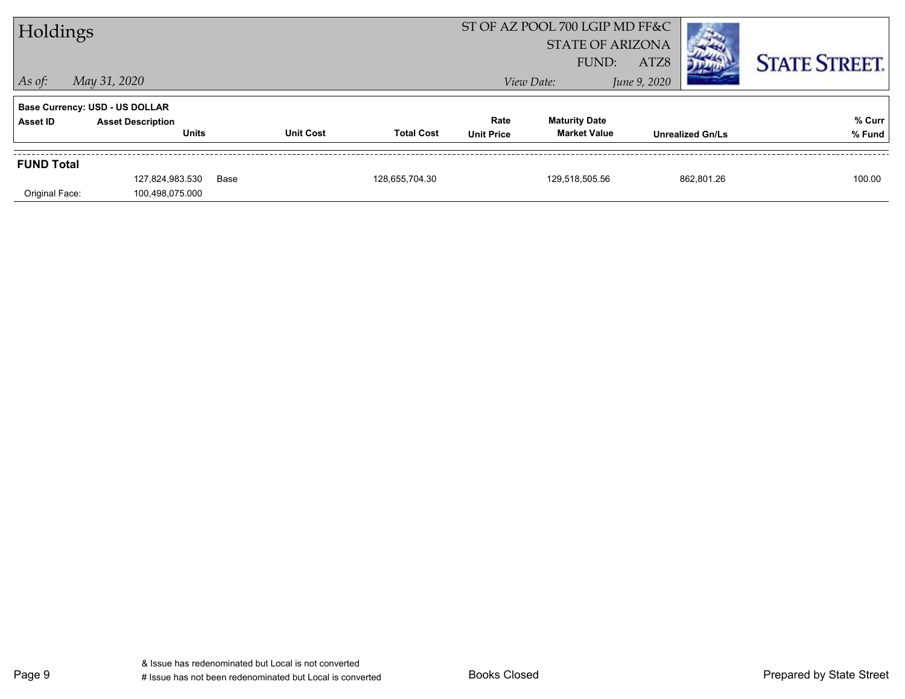# Holdings

ST OF AZ POOL 700 LGIP MD FF&C
STATE OF ARIZONA
FUND: ATZ8

*As of:* *May 31, 2020*

*View Date:* *June 9, 2020*

**Base Currency: USD - US DOLLAR**

| Asset ID | Asset Description / Units | | Unit Cost | Total Cost | Rate / Unit Price | Maturity Date / Market Value | Unrealized Gn/Ls | % Curr / % Fund |
|---|---|---|---|---|---|---|---|---|
| **FUND Total** | | | | | | | | |
| | 127,824,983.530 | Base | | 128,655,704.30 | | 129,518,505.56 | 862,801.26 | 100.00 |
| Original Face: | 100,498,075.000 | | | | | | | |

& Issue has redenominated but Local is not converted
# Issue has not been redenominated but Local is converted

Books Closed

Prepared by State Street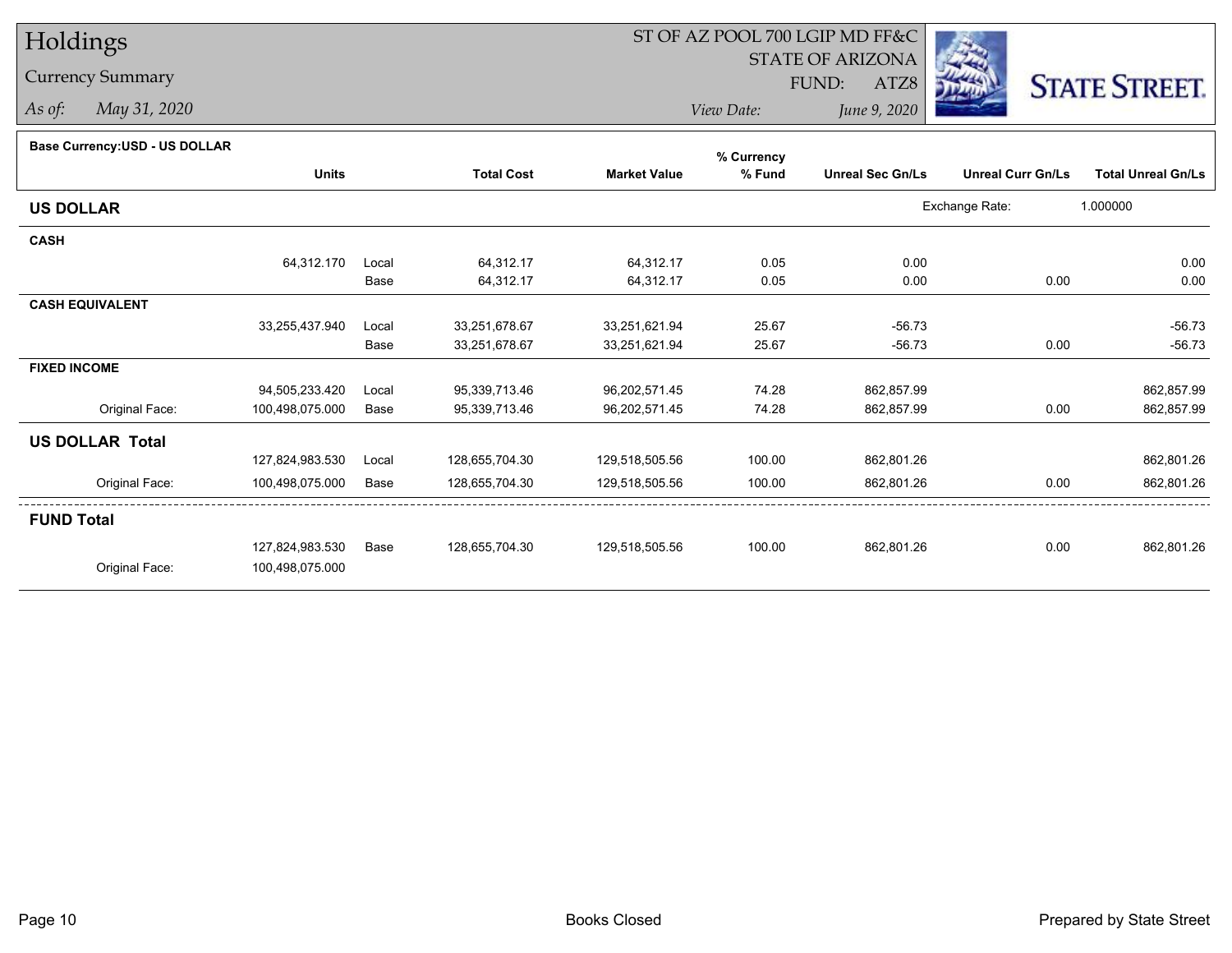# Holdings

## Currency Summary

*As of:* May 31, 2020

ST OF AZ POOL 700 LGIP MD FF&C
STATE OF ARIZONA
FUND: ATZ8

*View Date:* June 9, 2020

**Base Currency:USD - US DOLLAR**

| | Units | | Total Cost | Market Value | % Currency % Fund | Unreal Sec Gn/Ls | Unreal Curr Gn/Ls | Total Unreal Gn/Ls |
|---|---|---|---|---|---|---|---|---|
| **US DOLLAR** | | | | | | | Exchange Rate: | 1.000000 |
| **CASH** | | | | | | | | |
| | 64,312.170 | Local | 64,312.17 | 64,312.17 | 0.05 | 0.00 | | 0.00 |
| | | Base | 64,312.17 | 64,312.17 | 0.05 | 0.00 | 0.00 | 0.00 |
| **CASH EQUIVALENT** | | | | | | | | |
| | 33,255,437.940 | Local | 33,251,678.67 | 33,251,621.94 | 25.67 | -56.73 | | -56.73 |
| | | Base | 33,251,678.67 | 33,251,621.94 | 25.67 | -56.73 | 0.00 | -56.73 |
| **FIXED INCOME** | | | | | | | | |
| | 94,505,233.420 | Local | 95,339,713.46 | 96,202,571.45 | 74.28 | 862,857.99 | | 862,857.99 |
| Original Face: | 100,498,075.000 | Base | 95,339,713.46 | 96,202,571.45 | 74.28 | 862,857.99 | 0.00 | 862,857.99 |
| **US DOLLAR Total** | | | | | | | | |
| | 127,824,983.530 | Local | 128,655,704.30 | 129,518,505.56 | 100.00 | 862,801.26 | | 862,801.26 |
| Original Face: | 100,498,075.000 | Base | 128,655,704.30 | 129,518,505.56 | 100.00 | 862,801.26 | 0.00 | 862,801.26 |
| **FUND Total** | | | | | | | | |
| | 127,824,983.530 | Base | 128,655,704.30 | 129,518,505.56 | 100.00 | 862,801.26 | 0.00 | 862,801.26 |
| Original Face: | 100,498,075.000 | | | | | | | |

Books Closed

Prepared by State Street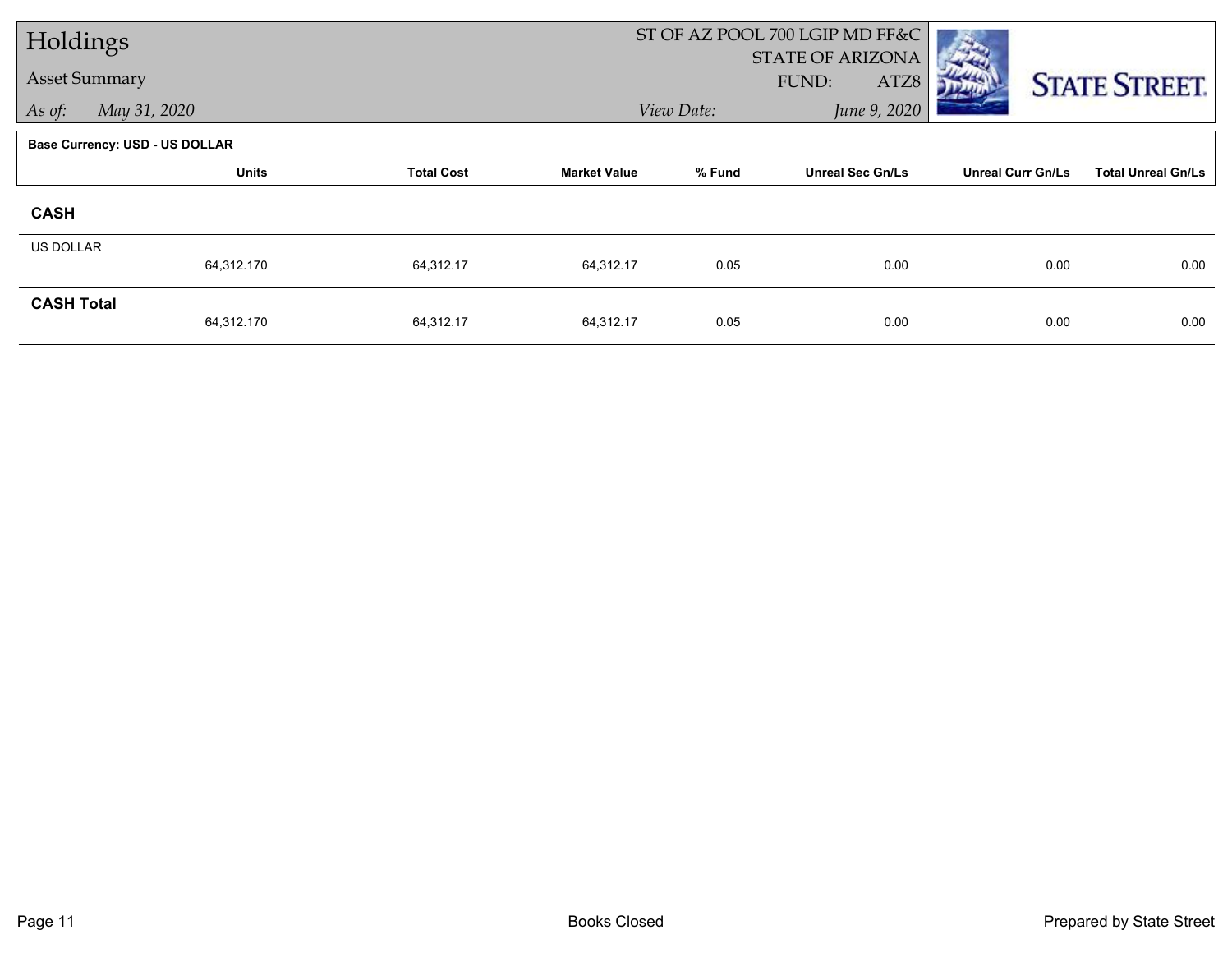# Holdings

## Asset Summary

*As of:* May 31, 2020

ST OF AZ POOL 700 LGIP MD FF&C
STATE OF ARIZONA
FUND: ATZ8

*View Date:* June 9, 2020

**Base Currency: USD - US DOLLAR**

| | Units | Total Cost | Market Value | % Fund | Unreal Sec Gn/Ls | Unreal Curr Gn/Ls | Total Unreal Gn/Ls |
|---|---|---|---|---|---|---|---|
| **CASH** | | | | | | | |
| US DOLLAR | 64,312.170 | 64,312.17 | 64,312.17 | 0.05 | 0.00 | 0.00 | 0.00 |
| **CASH Total** | 64,312.170 | 64,312.17 | 64,312.17 | 0.05 | 0.00 | 0.00 | 0.00 |

Books Closed

Prepared by State Street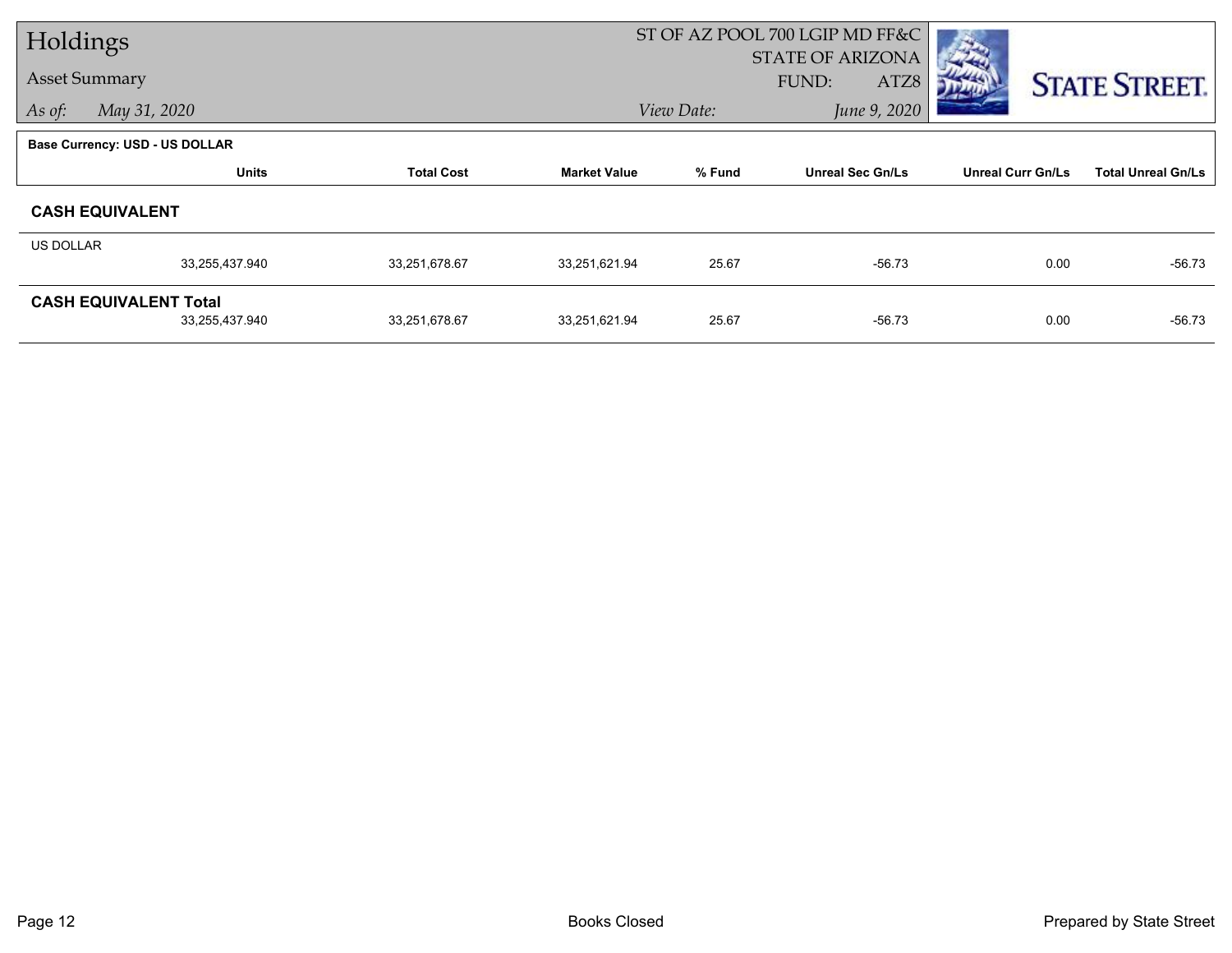# Holdings

Asset Summary

*As of:* *May 31, 2020*

ST OF AZ POOL 700 LGIP MD FF&C
STATE OF ARIZONA
FUND: ATZ8

*View Date:* *June 9, 2020*

**Base Currency: USD - US DOLLAR**

| | Units | Total Cost | Market Value | % Fund | Unreal Sec Gn/Ls | Unreal Curr Gn/Ls | Total Unreal Gn/Ls |
|---|---|---|---|---|---|---|---|
| **CASH EQUIVALENT** | | | | | | | |
| US DOLLAR | 33,255,437.940 | 33,251,678.67 | 33,251,621.94 | 25.67 | -56.73 | 0.00 | -56.73 |
| **CASH EQUIVALENT Total** | 33,255,437.940 | 33,251,678.67 | 33,251,621.94 | 25.67 | -56.73 | 0.00 | -56.73 |

Books Closed

Prepared by State Street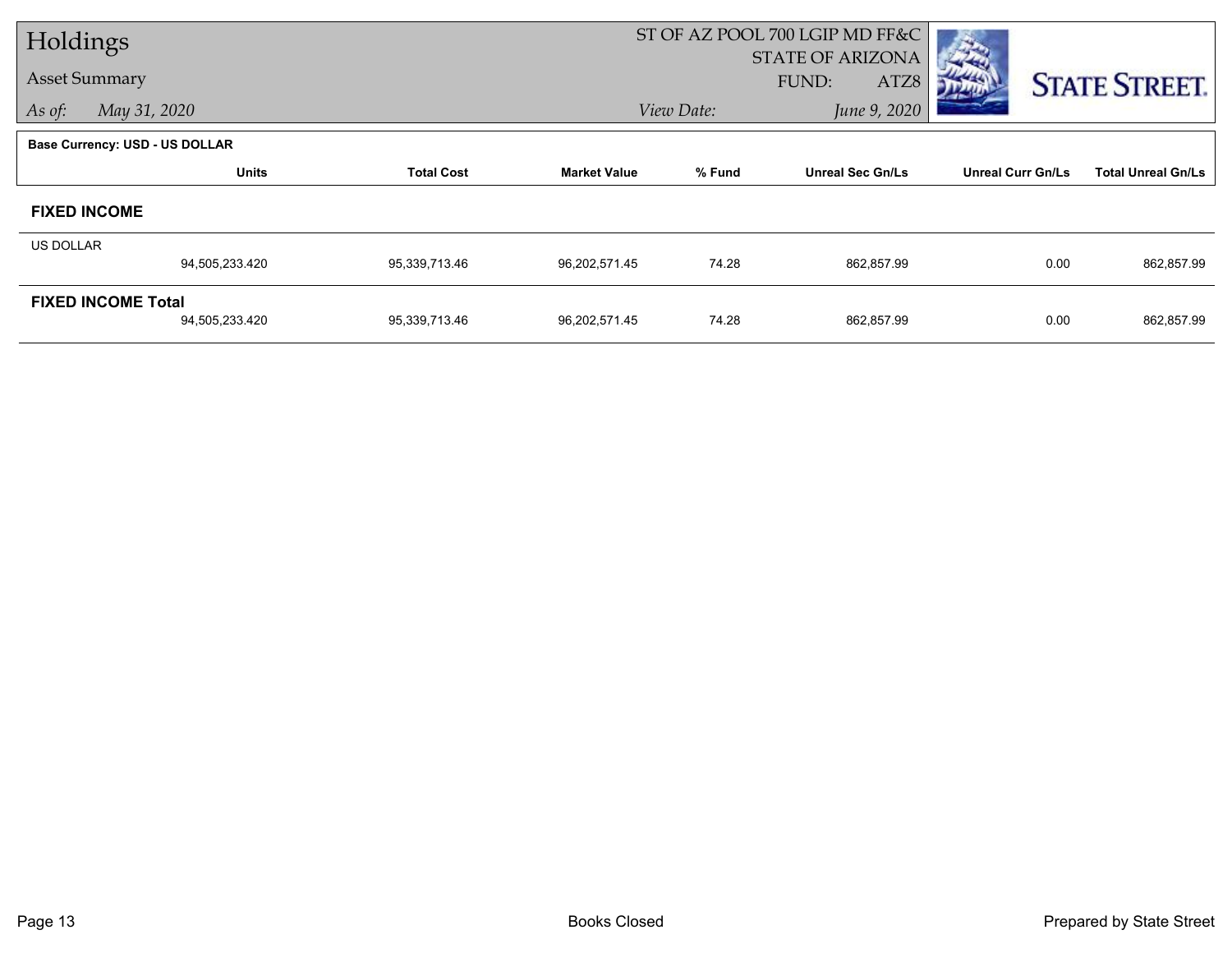# Holdings

## Asset Summary

*As of:* *May 31, 2020*

ST OF AZ POOL 700 LGIP MD FF&C
STATE OF ARIZONA
FUND: ATZ8

*View Date:* *June 9, 2020*

STATE STREET.

**Base Currency: USD - US DOLLAR**

| | Units | Total Cost | Market Value | % Fund | Unreal Sec Gn/Ls | Unreal Curr Gn/Ls | Total Unreal Gn/Ls |
|---|---|---|---|---|---|---|---|
| **FIXED INCOME** | | | | | | | |
| US DOLLAR | 94,505,233.420 | 95,339,713.46 | 96,202,571.45 | 74.28 | 862,857.99 | 0.00 | 862,857.99 |
| **FIXED INCOME Total** | 94,505,233.420 | 95,339,713.46 | 96,202,571.45 | 74.28 | 862,857.99 | 0.00 | 862,857.99 |

Books Closed

Prepared by State Street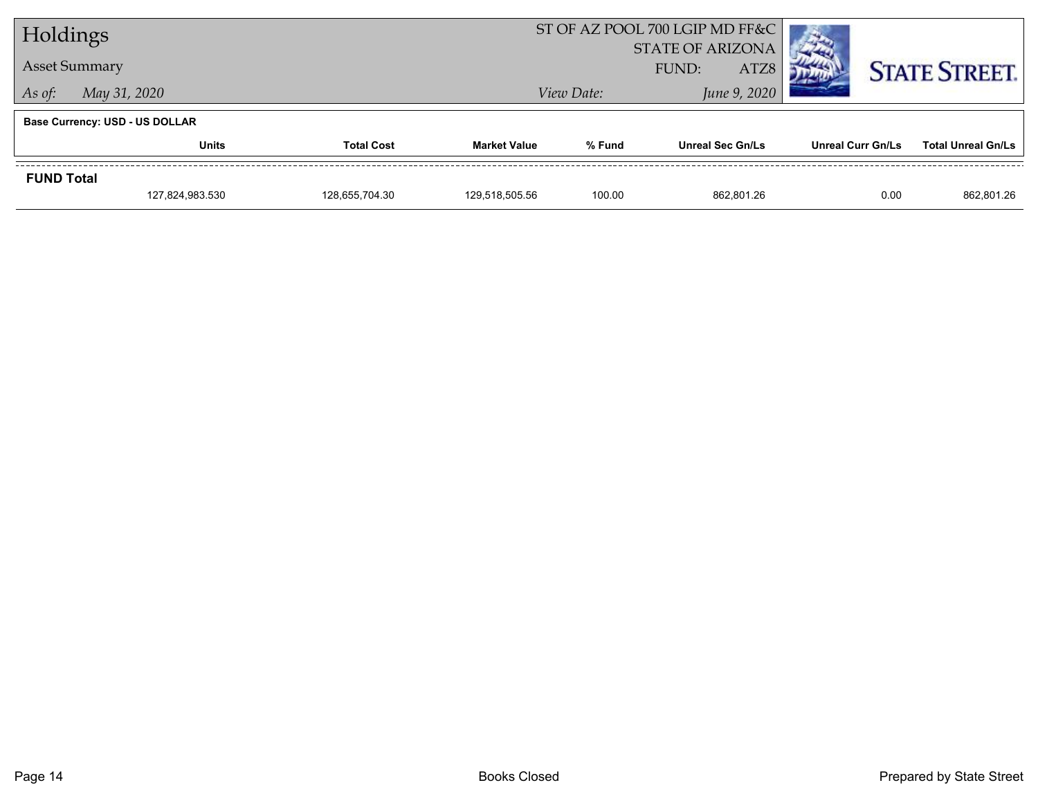# Holdings

## Asset Summary

*As of:* *May 31, 2020*

ST OF AZ POOL 700 LGIP MD FF&C
STATE OF ARIZONA
FUND: ATZ8

*View Date:* *June 9, 2020*

STATE STREET.

**Base Currency: USD - US DOLLAR**

| | Units | Total Cost | Market Value | % Fund | Unreal Sec Gn/Ls | Unreal Curr Gn/Ls | Total Unreal Gn/Ls |
|---|---|---|---|---|---|---|---|
| **FUND Total** | | | | | | | |
| | 127,824,983.530 | 128,655,704.30 | 129,518,505.56 | 100.00 | 862,801.26 | 0.00 | 862,801.26 |

Books Closed

Prepared by State Street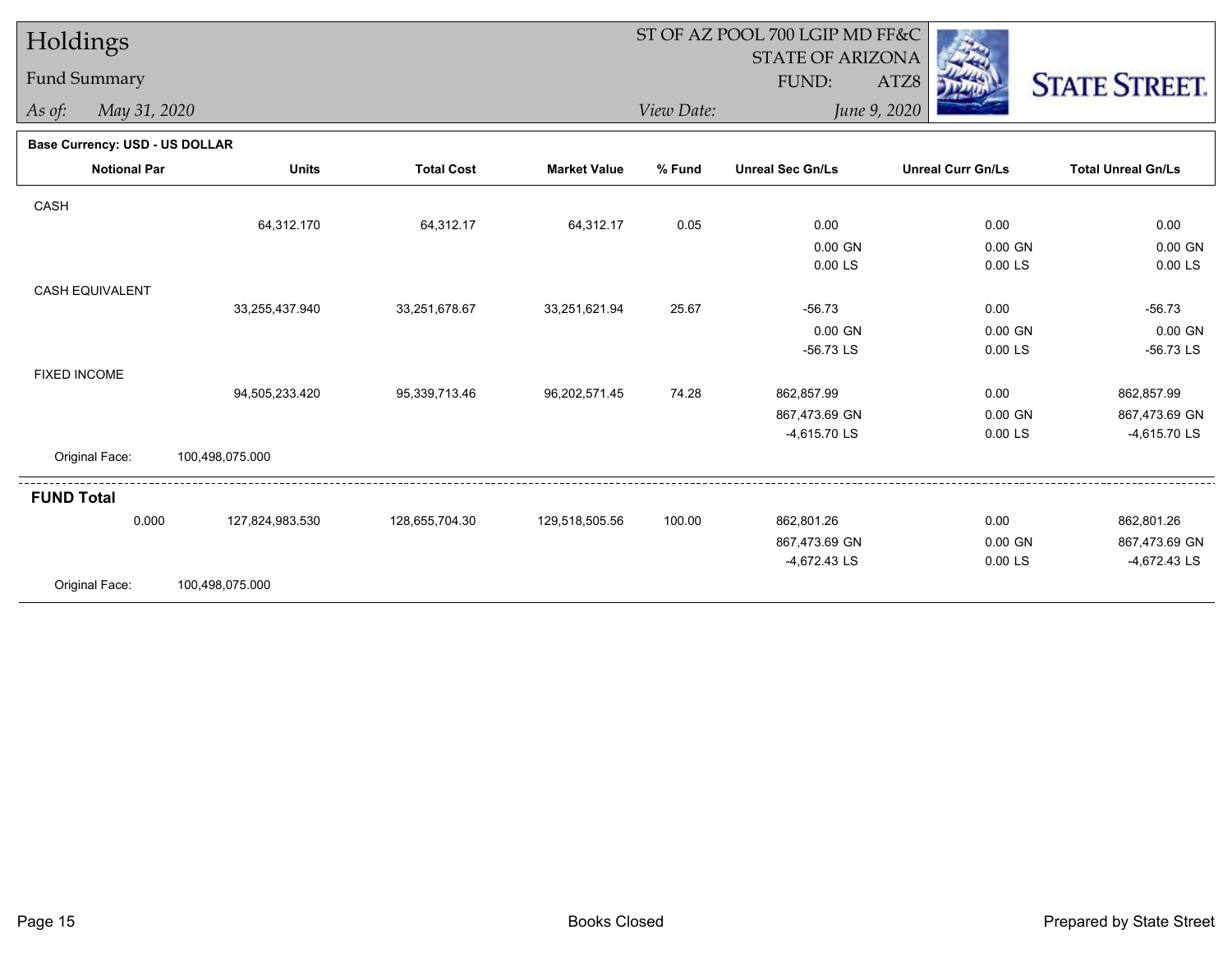# Holdings

## Fund Summary

*As of:* *May 31, 2020*

ST OF AZ POOL 700 LGIP MD FF&C
STATE OF ARIZONA
FUND: ATZ8

*View Date:* *June 9, 2020*

STATE STREET.

**Base Currency: USD - US DOLLAR**

| Notional Par | Units | Total Cost | Market Value | % Fund | Unreal Sec Gn/Ls | Unreal Curr Gn/Ls | Total Unreal Gn/Ls |
|---|---|---|---|---|---|---|---|
| CASH | | | | | | | |
| | 64,312.170 | 64,312.17 | 64,312.17 | 0.05 | 0.00 | 0.00 | 0.00 |
| | | | | | 0.00 GN | 0.00 GN | 0.00 GN |
| | | | | | 0.00 LS | 0.00 LS | 0.00 LS |
| CASH EQUIVALENT | | | | | | | |
| | 33,255,437.940 | 33,251,678.67 | 33,251,621.94 | 25.67 | -56.73 | 0.00 | -56.73 |
| | | | | | 0.00 GN | 0.00 GN | 0.00 GN |
| | | | | | -56.73 LS | 0.00 LS | -56.73 LS |
| FIXED INCOME | | | | | | | |
| | 94,505,233.420 | 95,339,713.46 | 96,202,571.45 | 74.28 | 862,857.99 | 0.00 | 862,857.99 |
| | | | | | 867,473.69 GN | 0.00 GN | 867,473.69 GN |
| | | | | | -4,615.70 LS | 0.00 LS | -4,615.70 LS |
| Original Face: 100,498,075.000 | | | | | | | |
| **FUND Total** | | | | | | | |
| 0.000 | 127,824,983.530 | 128,655,704.30 | 129,518,505.56 | 100.00 | 862,801.26 | 0.00 | 862,801.26 |
| | | | | | 867,473.69 GN | 0.00 GN | 867,473.69 GN |
| | | | | | -4,672.43 LS | 0.00 LS | -4,672.43 LS |
| Original Face: 100,498,075.000 | | | | | | | |

Books Closed

Prepared by State Street